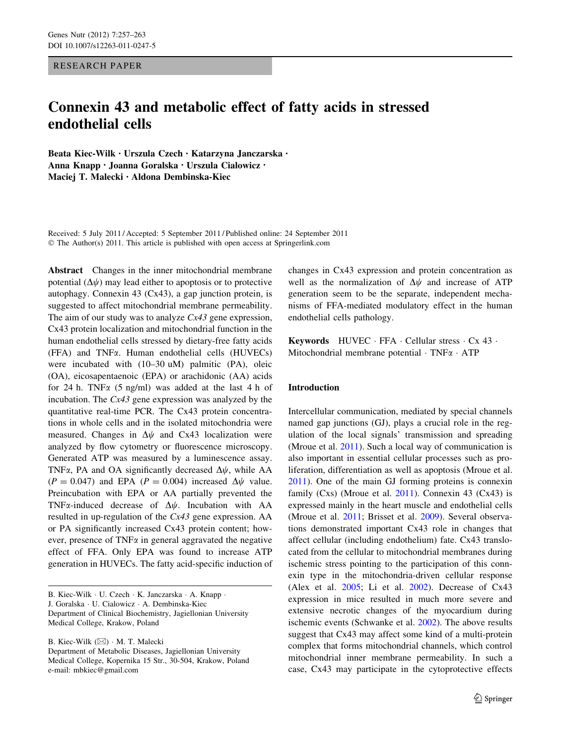RESEARCH PAPER

# Connexin 43 and metabolic effect of fatty acids in stressed endothelial cells

**Beata Kiec-Wilk · Urszula Czech · Katarzyna Janczarska · Anna Knapp · Joanna Goralska · Urszula Cialowicz · Maciej T. Malecki · Aldona Dembinska-Kiec**

Received: 5 July 2011 / Accepted: 5 September 2011 / Published online: 24 September 2011
© The Author(s) 2011. This article is published with open access at Springerlink.com

**Abstract** Changes in the inner mitochondrial membrane potential ($\Delta\psi$) may lead either to apoptosis or to protective autophagy. Connexin 43 (Cx43), a gap junction protein, is suggested to affect mitochondrial membrane permeability. The aim of our study was to analyze *Cx43* gene expression, Cx43 protein localization and mitochondrial function in the human endothelial cells stressed by dietary-free fatty acids (FFA) and TNFα. Human endothelial cells (HUVECs) were incubated with (10–30 uM) palmitic (PA), oleic (OA), eicosapentaenoic (EPA) or arachidonic (AA) acids for 24 h. TNFα (5 ng/ml) was added at the last 4 h of incubation. The *Cx43* gene expression was analyzed by the quantitative real-time PCR. The Cx43 protein concentrations in whole cells and in the isolated mitochondria were measured. Changes in $\Delta\psi$ and Cx43 localization were analyzed by flow cytometry or fluorescence microscopy. Generated ATP was measured by a luminescence assay. TNFα, PA and OA significantly decreased $\Delta\psi$, while AA ($P = 0.047$) and EPA ($P = 0.004$) increased $\Delta\psi$ value. Preincubation with EPA or AA partially prevented the TNFα-induced decrease of $\Delta\psi$. Incubation with AA resulted in up-regulation of the *Cx43* gene expression. AA or PA significantly increased Cx43 protein content; however, presence of TNFα in general aggravated the negative effect of FFA. Only EPA was found to increase ATP generation in HUVECs. The fatty acid-specific induction of changes in Cx43 expression and protein concentration as well as the normalization of $\Delta\psi$ and increase of ATP generation seem to be the separate, independent mechanisms of FFA-mediated modulatory effect in the human endothelial cells pathology.

**Keywords** HUVEC · FFA · Cellular stress · Cx 43 · Mitochondrial membrane potential · TNFα · ATP

B. Kiec-Wilk · U. Czech · K. Janczarska · A. Knapp · J. Goralska · U. Cialowicz · A. Dembinska-Kiec
Department of Clinical Biochemistry, Jagiellonian University Medical College, Krakow, Poland

B. Kiec-Wilk (✉) · M. T. Malecki
Department of Metabolic Diseases, Jagiellonian University Medical College, Kopernika 15 Str., 30-504, Krakow, Poland
e-mail: mbkiec@gmail.com

## Introduction

Intercellular communication, mediated by special channels named gap junctions (GJ), plays a crucial role in the regulation of the local signals' transmission and spreading (Mroue et al. 2011). Such a local way of communication is also important in essential cellular processes such as proliferation, differentiation as well as apoptosis (Mroue et al. 2011). One of the main GJ forming proteins is connexin family (Cxs) (Mroue et al. 2011). Connexin 43 (Cx43) is expressed mainly in the heart muscle and endothelial cells (Mroue et al. 2011; Brisset et al. 2009). Several observations demonstrated important Cx43 role in changes that affect cellular (including endothelium) fate. Cx43 translocated from the cellular to mitochondrial membranes during ischemic stress pointing to the participation of this connexin type in the mitochondria-driven cellular response (Alex et al. 2005; Li et al. 2002). Decrease of Cx43 expression in mice resulted in much more severe and extensive necrotic changes of the myocardium during ischemic events (Schwanke et al. 2002). The above results suggest that Cx43 may affect some kind of a multi-protein complex that forms mitochondrial channels, which control mitochondrial inner membrane permeability. In such a case, Cx43 may participate in the cytoprotective effects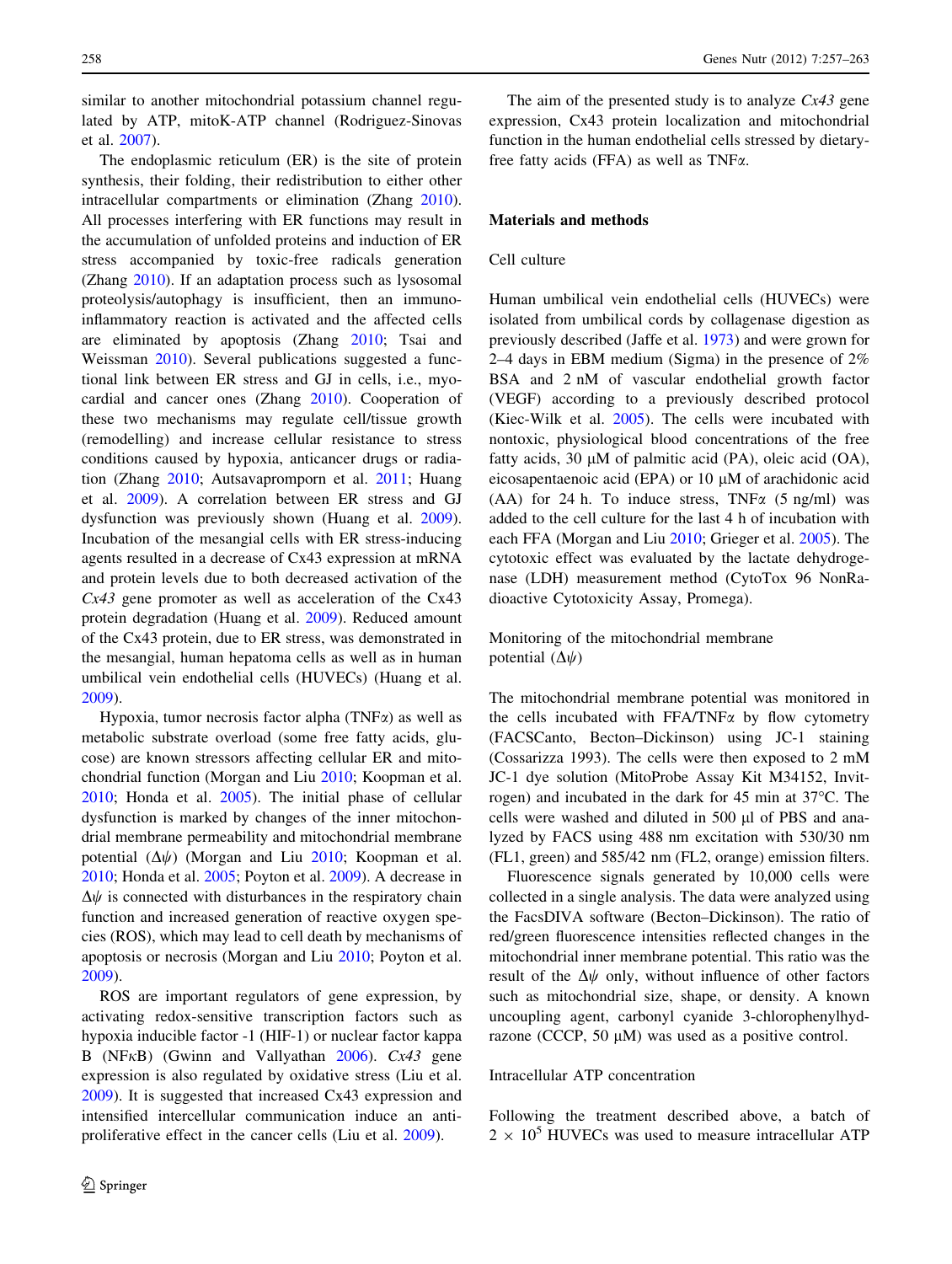similar to another mitochondrial potassium channel regulated by ATP, mitoK-ATP channel (Rodriguez-Sinovas et al. 2007).

The endoplasmic reticulum (ER) is the site of protein synthesis, their folding, their redistribution to either other intracellular compartments or elimination (Zhang 2010). All processes interfering with ER functions may result in the accumulation of unfolded proteins and induction of ER stress accompanied by toxic-free radicals generation (Zhang 2010). If an adaptation process such as lysosomal proteolysis/autophagy is insufficient, then an immunoinflammatory reaction is activated and the affected cells are eliminated by apoptosis (Zhang 2010; Tsai and Weissman 2010). Several publications suggested a functional link between ER stress and GJ in cells, i.e., myocardial and cancer ones (Zhang 2010). Cooperation of these two mechanisms may regulate cell/tissue growth (remodelling) and increase cellular resistance to stress conditions caused by hypoxia, anticancer drugs or radiation (Zhang 2010; Autsavapromporn et al. 2011; Huang et al. 2009). A correlation between ER stress and GJ dysfunction was previously shown (Huang et al. 2009). Incubation of the mesangial cells with ER stress-inducing agents resulted in a decrease of Cx43 expression at mRNA and protein levels due to both decreased activation of the *Cx43* gene promoter as well as acceleration of the Cx43 protein degradation (Huang et al. 2009). Reduced amount of the Cx43 protein, due to ER stress, was demonstrated in the mesangial, human hepatoma cells as well as in human umbilical vein endothelial cells (HUVECs) (Huang et al. 2009).

Hypoxia, tumor necrosis factor alpha (TNFα) as well as metabolic substrate overload (some free fatty acids, glucose) are known stressors affecting cellular ER and mitochondrial function (Morgan and Liu 2010; Koopman et al. 2010; Honda et al. 2005). The initial phase of cellular dysfunction is marked by changes of the inner mitochondrial membrane permeability and mitochondrial membrane potential ($\Delta\psi$) (Morgan and Liu 2010; Koopman et al. 2010; Honda et al. 2005; Poyton et al. 2009). A decrease in $\Delta\psi$ is connected with disturbances in the respiratory chain function and increased generation of reactive oxygen species (ROS), which may lead to cell death by mechanisms of apoptosis or necrosis (Morgan and Liu 2010; Poyton et al. 2009).

ROS are important regulators of gene expression, by activating redox-sensitive transcription factors such as hypoxia inducible factor -1 (HIF-1) or nuclear factor kappa B (NFκB) (Gwinn and Vallyathan 2006). *Cx43* gene expression is also regulated by oxidative stress (Liu et al. 2009). It is suggested that increased Cx43 expression and intensified intercellular communication induce an antiproliferative effect in the cancer cells (Liu et al. 2009).

The aim of the presented study is to analyze *Cx43* gene expression, Cx43 protein localization and mitochondrial function in the human endothelial cells stressed by dietary-free fatty acids (FFA) as well as TNFα.

## Materials and methods

### Cell culture

Human umbilical vein endothelial cells (HUVECs) were isolated from umbilical cords by collagenase digestion as previously described (Jaffe et al. 1973) and were grown for 2–4 days in EBM medium (Sigma) in the presence of 2% BSA and 2 nM of vascular endothelial growth factor (VEGF) according to a previously described protocol (Kiec-Wilk et al. 2005). The cells were incubated with nontoxic, physiological blood concentrations of the free fatty acids, 30 μM of palmitic acid (PA), oleic acid (OA), eicosapentaenoic acid (EPA) or 10 μM of arachidonic acid (AA) for 24 h. To induce stress, TNFα (5 ng/ml) was added to the cell culture for the last 4 h of incubation with each FFA (Morgan and Liu 2010; Grieger et al. 2005). The cytotoxic effect was evaluated by the lactate dehydrogenase (LDH) measurement method (CytoTox 96 NonRadioactive Cytotoxicity Assay, Promega).

### Monitoring of the mitochondrial membrane potential ($\Delta\psi$)

The mitochondrial membrane potential was monitored in the cells incubated with FFA/TNFα by flow cytometry (FACSCanto, Becton–Dickinson) using JC-1 staining (Cossarizza 1993). The cells were then exposed to 2 mM JC-1 dye solution (MitoProbe Assay Kit M34152, Invitrogen) and incubated in the dark for 45 min at 37°C. The cells were washed and diluted in 500 μl of PBS and analyzed by FACS using 488 nm excitation with 530/30 nm (FL1, green) and 585/42 nm (FL2, orange) emission filters.

Fluorescence signals generated by 10,000 cells were collected in a single analysis. The data were analyzed using the FacsDIVA software (Becton–Dickinson). The ratio of red/green fluorescence intensities reflected changes in the mitochondrial inner membrane potential. This ratio was the result of the $\Delta\psi$ only, without influence of other factors such as mitochondrial size, shape, or density. A known uncoupling agent, carbonyl cyanide 3-chlorophenylhydrazone (CCCP, 50 μM) was used as a positive control.

### Intracellular ATP concentration

Following the treatment described above, a batch of $2 \times 10^5$ HUVECs was used to measure intracellular ATP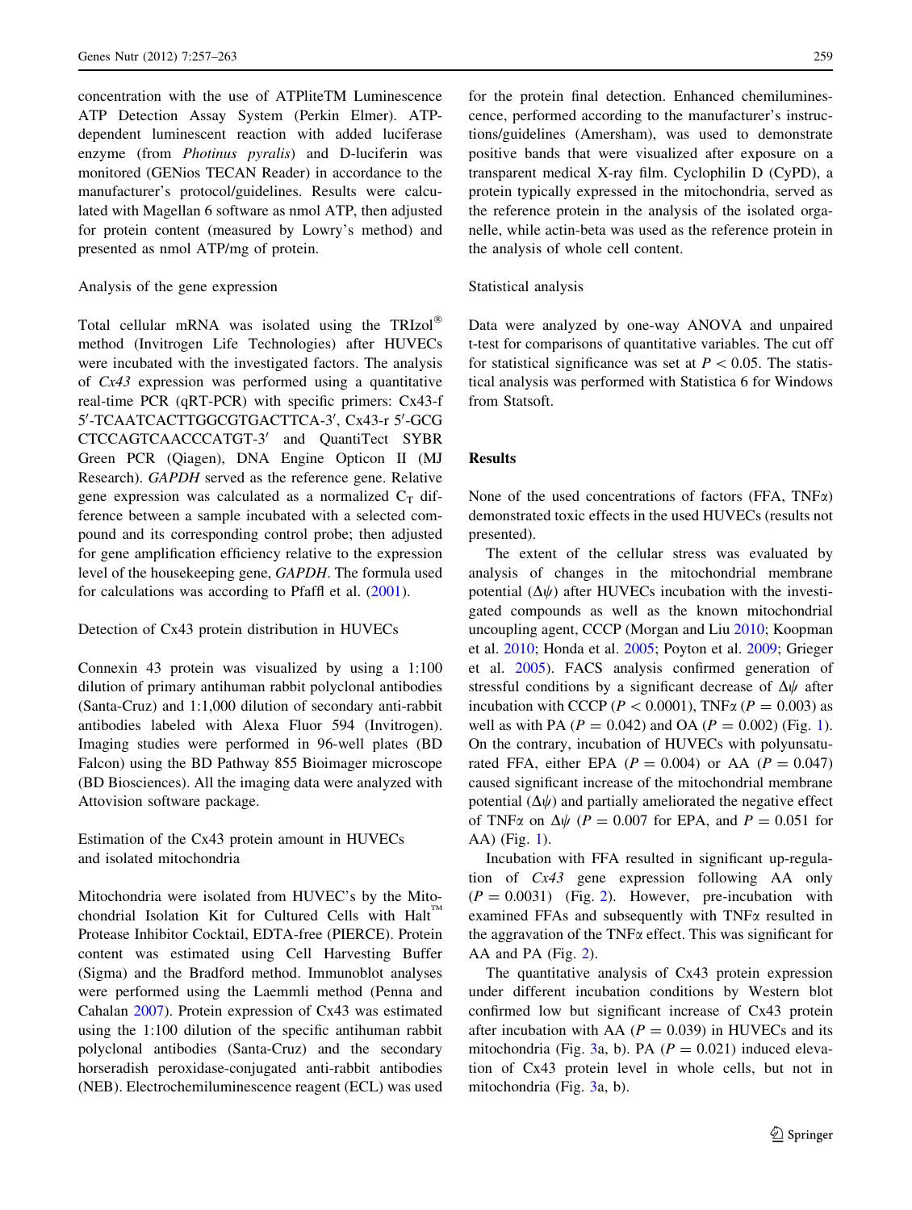concentration with the use of ATPliteTM Luminescence ATP Detection Assay System (Perkin Elmer). ATP-dependent luminescent reaction with added luciferase enzyme (from *Photinus pyralis*) and D-luciferin was monitored (GENios TECAN Reader) in accordance to the manufacturer's protocol/guidelines. Results were calculated with Magellan 6 software as nmol ATP, then adjusted for protein content (measured by Lowry's method) and presented as nmol ATP/mg of protein.

### Analysis of the gene expression

Total cellular mRNA was isolated using the TRIzol® method (Invitrogen Life Technologies) after HUVECs were incubated with the investigated factors. The analysis of *Cx43* expression was performed using a quantitative real-time PCR (qRT-PCR) with specific primers: Cx43-f 5′-TCAATCACTTGGCGTGACTTCA-3′, Cx43-r 5′-GCG CTCCAGTCAACCCATGT-3′ and QuantiTect SYBR Green PCR (Qiagen), DNA Engine Opticon II (MJ Research). *GAPDH* served as the reference gene. Relative gene expression was calculated as a normalized $C_T$ difference between a sample incubated with a selected compound and its corresponding control probe; then adjusted for gene amplification efficiency relative to the expression level of the housekeeping gene, *GAPDH*. The formula used for calculations was according to Pfaffl et al. (2001).

### Detection of Cx43 protein distribution in HUVECs

Connexin 43 protein was visualized by using a 1:100 dilution of primary antihuman rabbit polyclonal antibodies (Santa-Cruz) and 1:1,000 dilution of secondary anti-rabbit antibodies labeled with Alexa Fluor 594 (Invitrogen). Imaging studies were performed in 96-well plates (BD Falcon) using the BD Pathway 855 Bioimager microscope (BD Biosciences). All the imaging data were analyzed with Attovision software package.

### Estimation of the Cx43 protein amount in HUVECs and isolated mitochondria

Mitochondria were isolated from HUVEC's by the Mitochondrial Isolation Kit for Cultured Cells with Halt™ Protease Inhibitor Cocktail, EDTA-free (PIERCE). Protein content was estimated using Cell Harvesting Buffer (Sigma) and the Bradford method. Immunoblot analyses were performed using the Laemmli method (Penna and Cahalan 2007). Protein expression of Cx43 was estimated using the 1:100 dilution of the specific antihuman rabbit polyclonal antibodies (Santa-Cruz) and the secondary horseradish peroxidase-conjugated anti-rabbit antibodies (NEB). Electrochemiluminescence reagent (ECL) was used for the protein final detection. Enhanced chemiluminescence, performed according to the manufacturer's instructions/guidelines (Amersham), was used to demonstrate positive bands that were visualized after exposure on a transparent medical X-ray film. Cyclophilin D (CyPD), a protein typically expressed in the mitochondria, served as the reference protein in the analysis of the isolated organelle, while actin-beta was used as the reference protein in the analysis of whole cell content.

### Statistical analysis

Data were analyzed by one-way ANOVA and unpaired t-test for comparisons of quantitative variables. The cut off for statistical significance was set at $P < 0.05$. The statistical analysis was performed with Statistica 6 for Windows from Statsoft.

## Results

None of the used concentrations of factors (FFA, TNFα) demonstrated toxic effects in the used HUVECs (results not presented).

The extent of the cellular stress was evaluated by analysis of changes in the mitochondrial membrane potential ($\Delta\psi$) after HUVECs incubation with the investigated compounds as well as the known mitochondrial uncoupling agent, CCCP (Morgan and Liu 2010; Koopman et al. 2010; Honda et al. 2005; Poyton et al. 2009; Grieger et al. 2005). FACS analysis confirmed generation of stressful conditions by a significant decrease of $\Delta\psi$ after incubation with CCCP ($P < 0.0001$), TNFα ($P = 0.003$) as well as with PA ($P = 0.042$) and OA ($P = 0.002$) (Fig. 1). On the contrary, incubation of HUVECs with polyunsaturated FFA, either EPA ($P = 0.004$) or AA ($P = 0.047$) caused significant increase of the mitochondrial membrane potential ($\Delta\psi$) and partially ameliorated the negative effect of TNFα on $\Delta\psi$ ($P = 0.007$ for EPA, and $P = 0.051$ for AA) (Fig. 1).

Incubation with FFA resulted in significant up-regulation of *Cx43* gene expression following AA only ($P = 0.0031$) (Fig. 2). However, pre-incubation with examined FFAs and subsequently with TNFα resulted in the aggravation of the TNFα effect. This was significant for AA and PA (Fig. 2).

The quantitative analysis of Cx43 protein expression under different incubation conditions by Western blot confirmed low but significant increase of Cx43 protein after incubation with AA ($P = 0.039$) in HUVECs and its mitochondria (Fig. 3a, b). PA ($P = 0.021$) induced elevation of Cx43 protein level in whole cells, but not in mitochondria (Fig. 3a, b).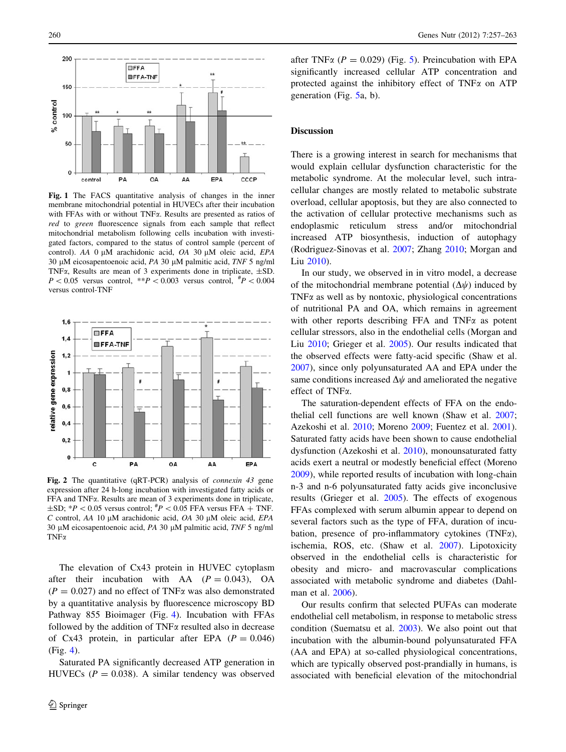**Fig. 1** The FACS quantitative analysis of changes in the inner membrane mitochondrial potential in HUVECs after their incubation with FFAs with or without TNFα. Results are presented as ratios of *red* to *green* fluorescence signals from each sample that reflect mitochondrial metabolism following cells incubation with investigated factors, compared to the status of control sample (percent of control). *AA* 0 μM arachidonic acid, *OA* 30 μM oleic acid, *EPA* 30 μM eicosapentoenoic acid, *PA* 30 μM palmitic acid, *TNF* 5 ng/ml TNFα, Results are mean of 3 experiments done in triplicate, ±SD. $P < 0.05$ versus control, $^{**}P < 0.003$ versus control, $^{\#}P < 0.004$ versus control-TNF

**Fig. 2** The quantitative (qRT-PCR) analysis of *connexin 43* gene expression after 24 h-long incubation with investigated fatty acids or FFA and TNFα. Results are mean of 3 experiments done in triplicate, ±SD; $^{*}P < 0.05$ versus control; $^{\#}P < 0.05$ FFA versus FFA + TNF. *C* control, *AA* 10 μM arachidonic acid, *OA* 30 μM oleic acid, *EPA* 30 μM eicosapentoenoic acid, *PA* 30 μM palmitic acid, *TNF* 5 ng/ml TNFα

The elevation of Cx43 protein in HUVEC cytoplasm after their incubation with AA ($P = 0.043$), OA ($P = 0.027$) and no effect of TNFα was also demonstrated by a quantitative analysis by fluorescence microscopy BD Pathway 855 Bioimager (Fig. 4). Incubation with FFAs followed by the addition of TNFα resulted also in decrease of Cx43 protein, in particular after EPA ($P = 0.046$) (Fig. 4).

Saturated PA significantly decreased ATP generation in HUVECs ($P = 0.038$). A similar tendency was observed after TNFα ($P = 0.029$) (Fig. 5). Preincubation with EPA significantly increased cellular ATP concentration and protected against the inhibitory effect of TNFα on ATP generation (Fig. 5a, b).

## Discussion

There is a growing interest in search for mechanisms that would explain cellular dysfunction characteristic for the metabolic syndrome. At the molecular level, such intracellular changes are mostly related to metabolic substrate overload, cellular apoptosis, but they are also connected to the activation of cellular protective mechanisms such as endoplasmic reticulum stress and/or mitochondrial increased ATP biosynthesis, induction of autophagy (Rodriguez-Sinovas et al. 2007; Zhang 2010; Morgan and Liu 2010).

In our study, we observed in in vitro model, a decrease of the mitochondrial membrane potential ($\Delta\psi$) induced by TNFα as well as by nontoxic, physiological concentrations of nutritional PA and OA, which remains in agreement with other reports describing FFA and TNFα as potent cellular stressors, also in the endothelial cells (Morgan and Liu 2010; Grieger et al. 2005). Our results indicated that the observed effects were fatty-acid specific (Shaw et al. 2007), since only polyunsaturated AA and EPA under the same conditions increased $\Delta\psi$ and ameliorated the negative effect of TNFα.

The saturation-dependent effects of FFA on the endothelial cell functions are well known (Shaw et al. 2007; Azekoshi et al. 2010; Moreno 2009; Fuentez et al. 2001). Saturated fatty acids have been shown to cause endothelial dysfunction (Azekoshi et al. 2010), monounsaturated fatty acids exert a neutral or modestly beneficial effect (Moreno 2009), while reported results of incubation with long-chain n-3 and n-6 polyunsaturated fatty acids give inconclusive results (Grieger et al. 2005). The effects of exogenous FFAs complexed with serum albumin appear to depend on several factors such as the type of FFA, duration of incubation, presence of pro-inflammatory cytokines (TNFα), ischemia, ROS, etc. (Shaw et al. 2007). Lipotoxicity observed in the endothelial cells is characteristic for obesity and micro- and macrovascular complications associated with metabolic syndrome and diabetes (Dahlman et al. 2006).

Our results confirm that selected PUFAs can moderate endothelial cell metabolism, in response to metabolic stress condition (Suematsu et al. 2003). We also point out that incubation with the albumin-bound polyunsaturated FFA (AA and EPA) at so-called physiological concentrations, which are typically observed post-prandially in humans, is associated with beneficial elevation of the mitochondrial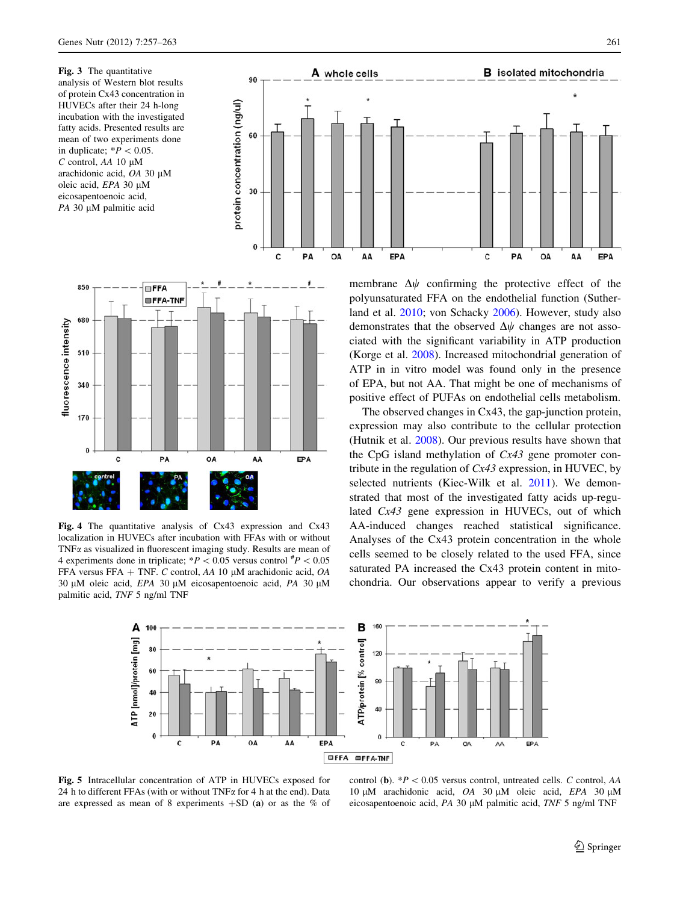**Fig. 3** The quantitative analysis of Western blot results of protein Cx43 concentration in HUVECs after their 24 h-long incubation with the investigated fatty acids. Presented results are mean of two experiments done in duplicate; $^{*}P < 0.05$. *C* control, *AA* 10 μM arachidonic acid, *OA* 30 μM oleic acid, *EPA* 30 μM eicosapentoenoic acid, *PA* 30 μM palmitic acid

**Fig. 4** The quantitative analysis of Cx43 expression and Cx43 localization in HUVECs after incubation with FFAs with or without TNFα as visualized in fluorescent imaging study. Results are mean of 4 experiments done in triplicate; $^{*}P < 0.05$ versus control $^{\#}P < 0.05$ FFA versus FFA + TNF. *C* control, *AA* 10 μM arachidonic acid, *OA* 30 μM oleic acid, *EPA* 30 μM eicosapentoenoic acid, *PA* 30 μM palmitic acid, *TNF* 5 ng/ml TNF

membrane $\Delta\psi$ confirming the protective effect of the polyunsaturated FFA on the endothelial function (Sutherland et al. 2010; von Schacky 2006). However, study also demonstrates that the observed $\Delta\psi$ changes are not associated with the significant variability in ATP production (Korge et al. 2008). Increased mitochondrial generation of ATP in in vitro model was found only in the presence of EPA, but not AA. That might be one of mechanisms of positive effect of PUFAs on endothelial cells metabolism.

The observed changes in Cx43, the gap-junction protein, expression may also contribute to the cellular protection (Hutnik et al. 2008). Our previous results have shown that the CpG island methylation of *Cx43* gene promoter contribute in the regulation of *Cx43* expression, in HUVEC, by selected nutrients (Kiec-Wilk et al. 2011). We demonstrated that most of the investigated fatty acids up-regulated *Cx43* gene expression in HUVECs, out of which AA-induced changes reached statistical significance. Analyses of the Cx43 protein concentration in the whole cells seemed to be closely related to the used FFA, since saturated PA increased the Cx43 protein content in mitochondria. Our observations appear to verify a previous

**Fig. 5** Intracellular concentration of ATP in HUVECs exposed for 24 h to different FFAs (with or without TNFα for 4 h at the end). Data are expressed as mean of 8 experiments +SD (**a**) or as the % of control (**b**). $^{*}P < 0.05$ versus control, untreated cells. *C* control, *AA* 10 μM arachidonic acid, *OA* 30 μM oleic acid, *EPA* 30 μM eicosapentoenoic acid, *PA* 30 μM palmitic acid, *TNF* 5 ng/ml TNF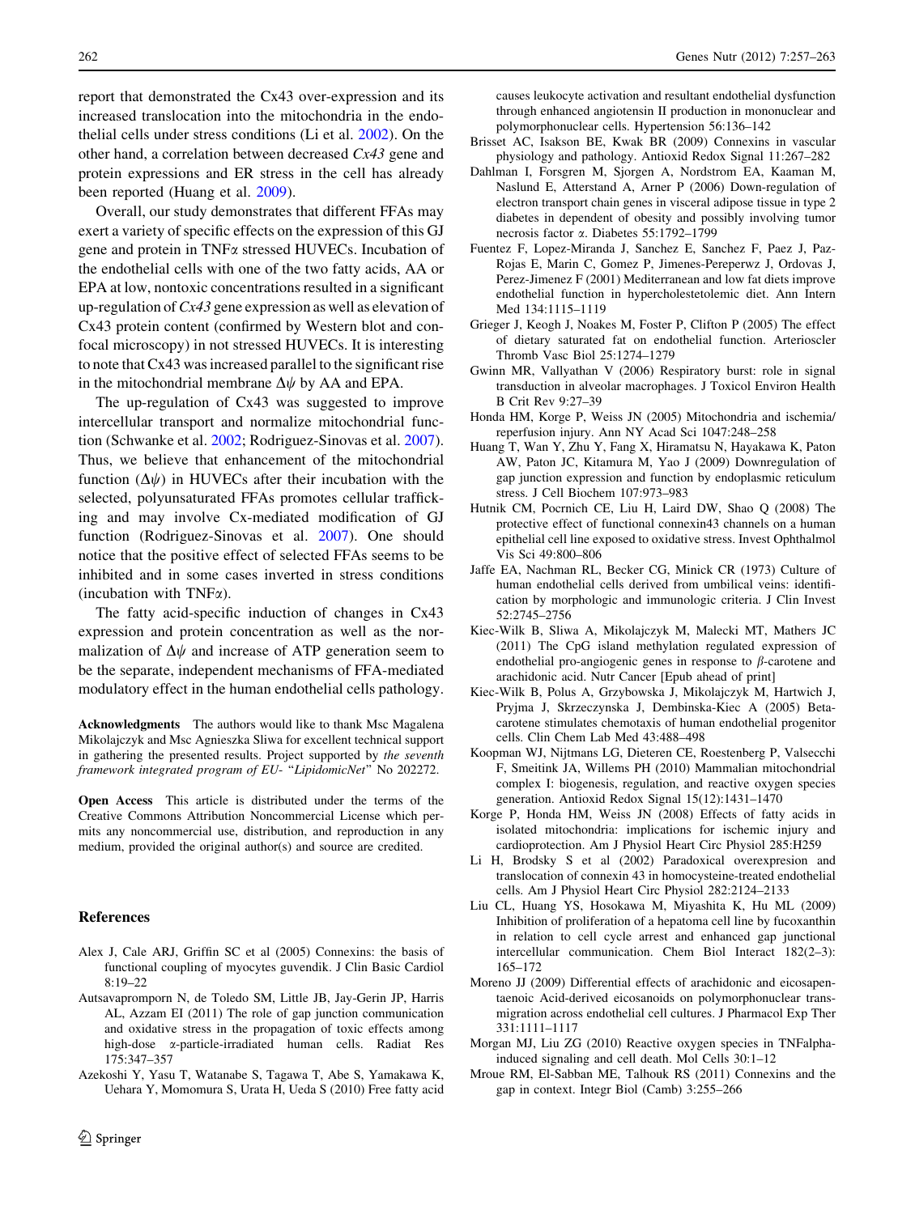report that demonstrated the Cx43 over-expression and its increased translocation into the mitochondria in the endothelial cells under stress conditions (Li et al. 2002). On the other hand, a correlation between decreased *Cx43* gene and protein expressions and ER stress in the cell has already been reported (Huang et al. 2009).

Overall, our study demonstrates that different FFAs may exert a variety of specific effects on the expression of this GJ gene and protein in TNFα stressed HUVECs. Incubation of the endothelial cells with one of the two fatty acids, AA or EPA at low, nontoxic concentrations resulted in a significant up-regulation of *Cx43* gene expression as well as elevation of Cx43 protein content (confirmed by Western blot and confocal microscopy) in not stressed HUVECs. It is interesting to note that Cx43 was increased parallel to the significant rise in the mitochondrial membrane $\Delta\psi$ by AA and EPA.

The up-regulation of Cx43 was suggested to improve intercellular transport and normalize mitochondrial function (Schwanke et al. 2002; Rodriguez-Sinovas et al. 2007). Thus, we believe that enhancement of the mitochondrial function ($\Delta\psi$) in HUVECs after their incubation with the selected, polyunsaturated FFAs promotes cellular trafficking and may involve Cx-mediated modification of GJ function (Rodriguez-Sinovas et al. 2007). One should notice that the positive effect of selected FFAs seems to be inhibited and in some cases inverted in stress conditions (incubation with TNFα).

The fatty acid-specific induction of changes in Cx43 expression and protein concentration as well as the normalization of $\Delta\psi$ and increase of ATP generation seem to be the separate, independent mechanisms of FFA-mediated modulatory effect in the human endothelial cells pathology.

**Acknowledgments** The authors would like to thank Msc Magalena Mikolajczyk and Msc Agnieszka Sliwa for excellent technical support in gathering the presented results. Project supported by *the seventh framework integrated program of EU- "LipidomicNet"* No 202272.

**Open Access** This article is distributed under the terms of the Creative Commons Attribution Noncommercial License which permits any noncommercial use, distribution, and reproduction in any medium, provided the original author(s) and source are credited.

## References

- Alex J, Cale ARJ, Griffin SC et al (2005) Connexins: the basis of functional coupling of myocytes guvendik. J Clin Basic Cardiol 8:19–22
- Autsavapromporn N, de Toledo SM, Little JB, Jay-Gerin JP, Harris AL, Azzam EI (2011) The role of gap junction communication and oxidative stress in the propagation of toxic effects among high-dose α-particle-irradiated human cells. Radiat Res 175:347–357
- Azekoshi Y, Yasu T, Watanabe S, Tagawa T, Abe S, Yamakawa K, Uehara Y, Momomura S, Urata H, Ueda S (2010) Free fatty acid causes leukocyte activation and resultant endothelial dysfunction through enhanced angiotensin II production in mononuclear and polymorphonuclear cells. Hypertension 56:136–142
- Brisset AC, Isakson BE, Kwak BR (2009) Connexins in vascular physiology and pathology. Antioxid Redox Signal 11:267–282
- Dahlman I, Forsgren M, Sjorgen A, Nordstrom EA, Kaaman M, Naslund E, Atterstand A, Arner P (2006) Down-regulation of electron transport chain genes in visceral adipose tissue in type 2 diabetes in dependent of obesity and possibly involving tumor necrosis factor α. Diabetes 55:1792–1799
- Fuentez F, Lopez-Miranda J, Sanchez E, Sanchez F, Paez J, Paz-Rojas E, Marin C, Gomez P, Jimenes-Pereperwz J, Ordovas J, Perez-Jimenez F (2001) Mediterranean and low fat diets improve endothelial function in hypercholestetolemic diet. Ann Intern Med 134:1115–1119
- Grieger J, Keogh J, Noakes M, Foster P, Clifton P (2005) The effect of dietary saturated fat on endothelial function. Arterioscler Thromb Vasc Biol 25:1274–1279
- Gwinn MR, Vallyathan V (2006) Respiratory burst: role in signal transduction in alveolar macrophages. J Toxicol Environ Health B Crit Rev 9:27–39
- Honda HM, Korge P, Weiss JN (2005) Mitochondria and ischemia/reperfusion injury. Ann NY Acad Sci 1047:248–258
- Huang T, Wan Y, Zhu Y, Fang X, Hiramatsu N, Hayakawa K, Paton AW, Paton JC, Kitamura M, Yao J (2009) Downregulation of gap junction expression and function by endoplasmic reticulum stress. J Cell Biochem 107:973–983
- Hutnik CM, Pocrnich CE, Liu H, Laird DW, Shao Q (2008) The protective effect of functional connexin43 channels on a human epithelial cell line exposed to oxidative stress. Invest Ophthalmol Vis Sci 49:800–806
- Jaffe EA, Nachman RL, Becker CG, Minick CR (1973) Culture of human endothelial cells derived from umbilical veins: identification by morphologic and immunologic criteria. J Clin Invest 52:2745–2756
- Kiec-Wilk B, Sliwa A, Mikolajczyk M, Malecki MT, Mathers JC (2011) The CpG island methylation regulated expression of endothelial pro-angiogenic genes in response to β-carotene and arachidonic acid. Nutr Cancer [Epub ahead of print]
- Kiec-Wilk B, Polus A, Grzybowska J, Mikolajczyk M, Hartwich J, Pryjma J, Skrzeczynska J, Dembinska-Kiec A (2005) Beta-carotene stimulates chemotaxis of human endothelial progenitor cells. Clin Chem Lab Med 43:488–498
- Koopman WJ, Nijtmans LG, Dieteren CE, Roestenberg P, Valsecchi F, Smeitink JA, Willems PH (2010) Mammalian mitochondrial complex I: biogenesis, regulation, and reactive oxygen species generation. Antioxid Redox Signal 15(12):1431–1470
- Korge P, Honda HM, Weiss JN (2008) Effects of fatty acids in isolated mitochondria: implications for ischemic injury and cardioprotection. Am J Physiol Heart Circ Physiol 285:H259
- Li H, Brodsky S et al (2002) Paradoxical overexpresion and translocation of connexin 43 in homocysteine-treated endothelial cells. Am J Physiol Heart Circ Physiol 282:2124–2133
- Liu CL, Huang YS, Hosokawa M, Miyashita K, Hu ML (2009) Inhibition of proliferation of a hepatoma cell line by fucoxanthin in relation to cell cycle arrest and enhanced gap junctional intercellular communication. Chem Biol Interact 182(2–3): 165–172
- Moreno JJ (2009) Differential effects of arachidonic and eicosapentaenoic Acid-derived eicosanoids on polymorphonuclear transmigration across endothelial cell cultures. J Pharmacol Exp Ther 331:1111–1117
- Morgan MJ, Liu ZG (2010) Reactive oxygen species in TNFalpha-induced signaling and cell death. Mol Cells 30:1–12
- Mroue RM, El-Sabban ME, Talhouk RS (2011) Connexins and the gap in context. Integr Biol (Camb) 3:255–266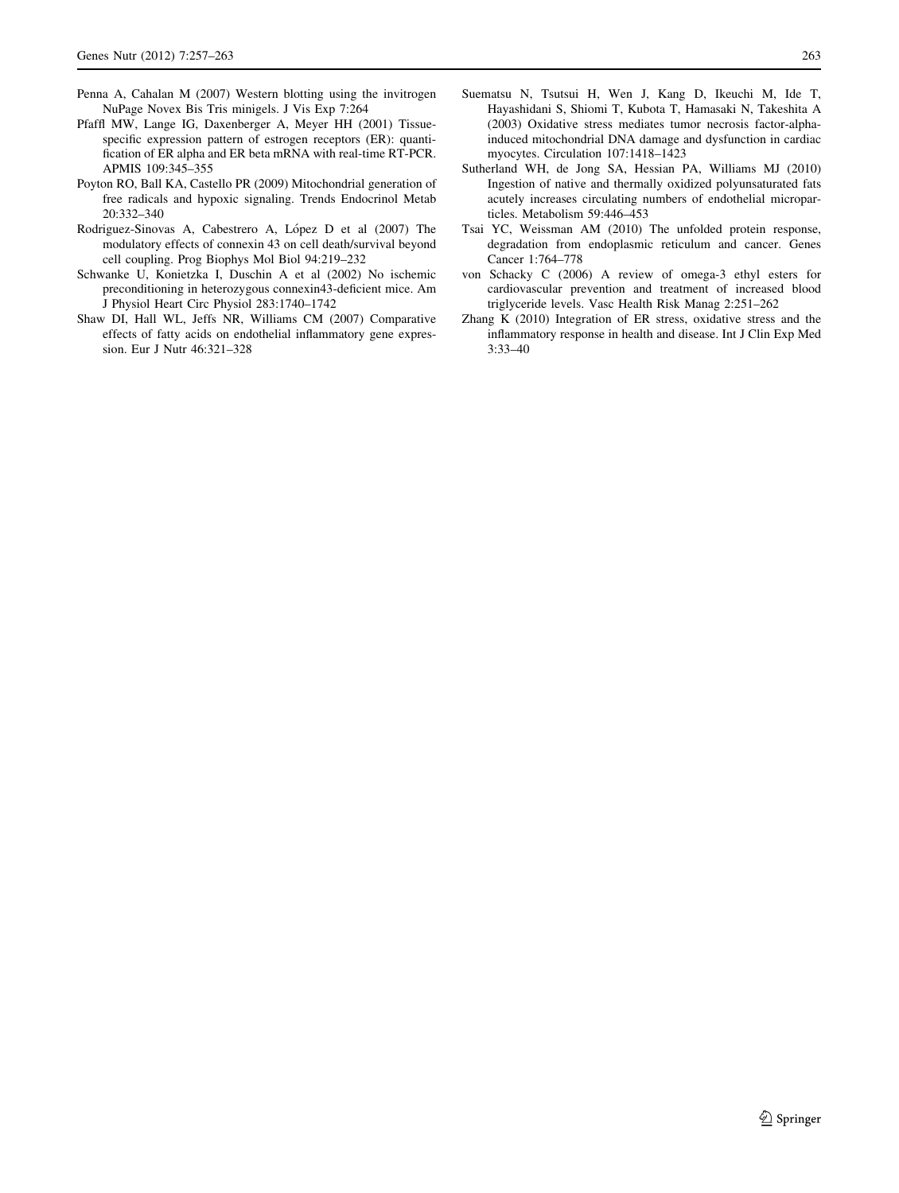Penna A, Cahalan M (2007) Western blotting using the invitrogen NuPage Novex Bis Tris minigels. J Vis Exp 7:264

Pfaffl MW, Lange IG, Daxenberger A, Meyer HH (2001) Tissue-specific expression pattern of estrogen receptors (ER): quantification of ER alpha and ER beta mRNA with real-time RT-PCR. APMIS 109:345–355

Poyton RO, Ball KA, Castello PR (2009) Mitochondrial generation of free radicals and hypoxic signaling. Trends Endocrinol Metab 20:332–340

Rodriguez-Sinovas A, Cabestrero A, López D et al (2007) The modulatory effects of connexin 43 on cell death/survival beyond cell coupling. Prog Biophys Mol Biol 94:219–232

Schwanke U, Konietzka I, Duschin A et al (2002) No ischemic preconditioning in heterozygous connexin43-deficient mice. Am J Physiol Heart Circ Physiol 283:1740–1742

Shaw DI, Hall WL, Jeffs NR, Williams CM (2007) Comparative effects of fatty acids on endothelial inflammatory gene expression. Eur J Nutr 46:321–328

Suematsu N, Tsutsui H, Wen J, Kang D, Ikeuchi M, Ide T, Hayashidani S, Shiomi T, Kubota T, Hamasaki N, Takeshita A (2003) Oxidative stress mediates tumor necrosis factor-alpha-induced mitochondrial DNA damage and dysfunction in cardiac myocytes. Circulation 107:1418–1423

Sutherland WH, de Jong SA, Hessian PA, Williams MJ (2010) Ingestion of native and thermally oxidized polyunsaturated fats acutely increases circulating numbers of endothelial microparticles. Metabolism 59:446–453

Tsai YC, Weissman AM (2010) The unfolded protein response, degradation from endoplasmic reticulum and cancer. Genes Cancer 1:764–778

von Schacky C (2006) A review of omega-3 ethyl esters for cardiovascular prevention and treatment of increased blood triglyceride levels. Vasc Health Risk Manag 2:251–262

Zhang K (2010) Integration of ER stress, oxidative stress and the inflammatory response in health and disease. Int J Clin Exp Med 3:33–40